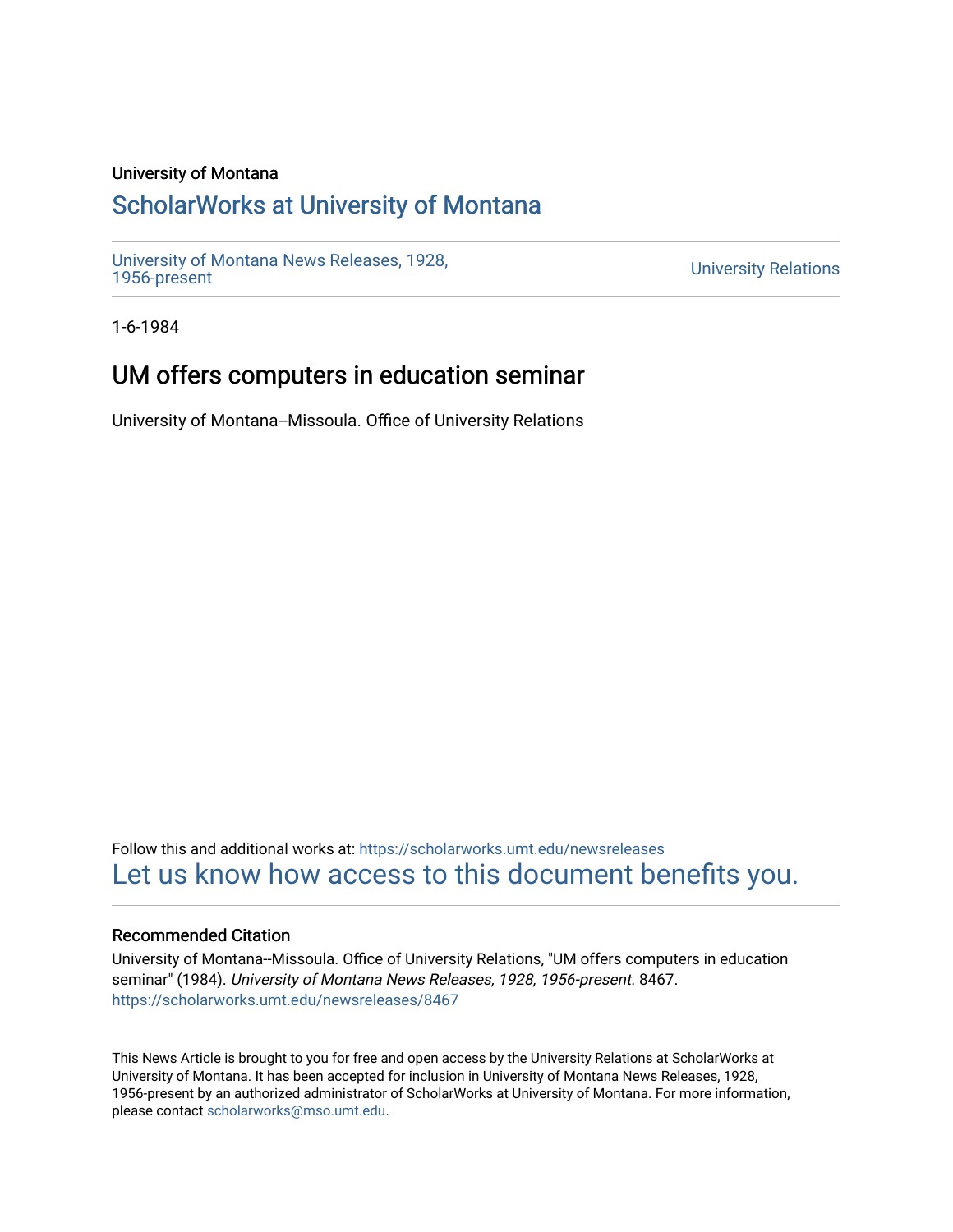University of Montana

# ScholarWorks at University of Montana

University of Montana News Releases, 1928, 1956-present

University Relations

1-6-1984

## UM offers computers in education seminar

University of Montana--Missoula. Office of University Relations

Follow this and additional works at: https://scholarworks.umt.edu/newsreleases

Let us know how access to this document benefits you.

### Recommended Citation

University of Montana--Missoula. Office of University Relations, "UM offers computers in education seminar" (1984). *University of Montana News Releases, 1928, 1956-present*. 8467. https://scholarworks.umt.edu/newsreleases/8467

This News Article is brought to you for free and open access by the University Relations at ScholarWorks at University of Montana. It has been accepted for inclusion in University of Montana News Releases, 1928, 1956-present by an authorized administrator of ScholarWorks at University of Montana. For more information, please contact scholarworks@mso.umt.edu.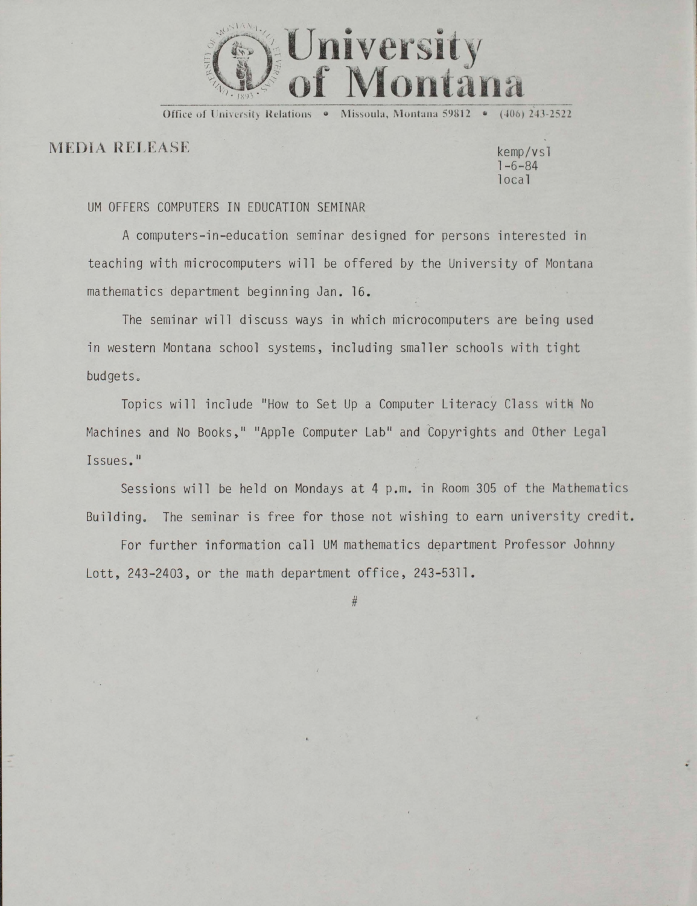# University of Montana

Office of University Relations • Missoula, Montana 59812 • (406) 243-2522

## MEDIA RELEASE

kemp/vsl
1-6-84
local

UM OFFERS COMPUTERS IN EDUCATION SEMINAR

A computers-in-education seminar designed for persons interested in teaching with microcomputers will be offered by the University of Montana mathematics department beginning Jan. 16.

The seminar will discuss ways in which microcomputers are being used in western Montana school systems, including smaller schools with tight budgets.

Topics will include "How to Set Up a Computer Literacy Class with No Machines and No Books," "Apple Computer Lab" and "Copyrights and Other Legal Issues."

Sessions will be held on Mondays at 4 p.m. in Room 305 of the Mathematics Building. The seminar is free for those not wishing to earn university credit.

For further information call UM mathematics department Professor Johnny Lott, 243-2403, or the math department office, 243-5311.

#